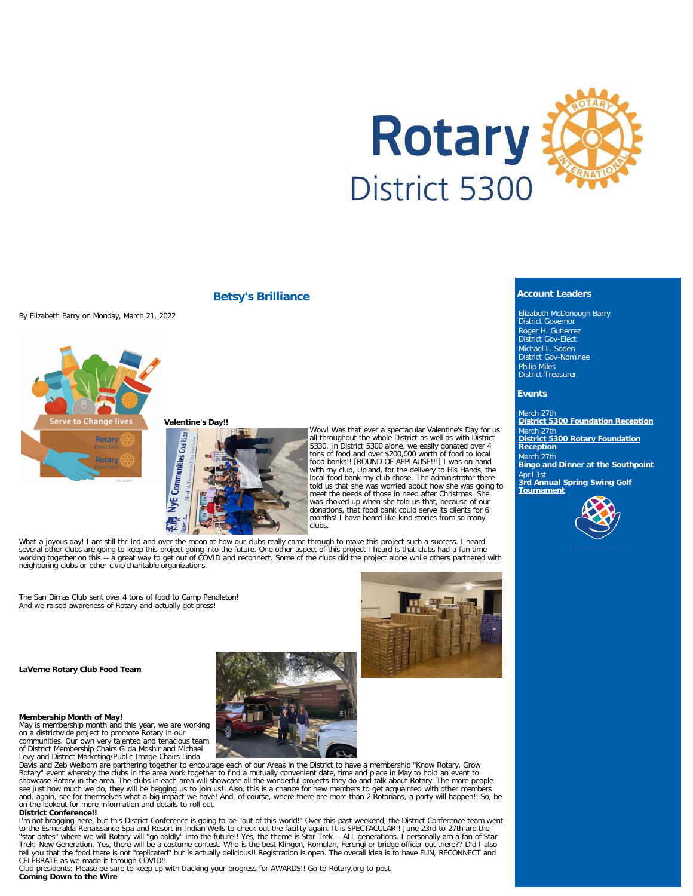# Betsy's Brilliance

By Elizabeth Barry on Monday, March 21, 2022

**Valentine's Day!!**

Wow! Was that ever a spectacular Valentine's Day for us all throughout the whole District as well as with District 5330. In District 5300 alone, we easily donated over 4 tons of food and over $200,000 worth of food to local food banks!! [ROUND OF APPLAUSE!!!] I was on hand with my club, Upland, for the delivery to His Hands, the local food bank my club chose. The administrator there told us that she was worried about how she was going to meet the needs of those in need after Christmas. She was choked up when she told us that, because of our donations, that food bank could serve its clients for 6 months! I have heard like-kind stories from so many clubs.

What a joyous day! I am still thrilled and over the moon at how our clubs really came through to make this project such a success. I heard several other clubs are going to keep this project going into the future. One other aspect of this project I heard is that clubs had a fun time working together on this -- a great way to get out of COVID and reconnect. Some of the clubs did the project alone while others partnered with neighboring clubs or other civic/charitable organizations.

The San Dimas Club sent over 4 tons of food to Camp Pendleton!
And we raised awareness of Rotary and actually got press!

**LaVerne Rotary Club Food Team**

**Membership Month of May!**
May is membership month and this year, we are working on a districtwide project to promote Rotary in our communities. Our own very talented and tenacious team of District Membership Chairs Gilda Moshir and Michael Levy and District Marketing/Public Image Chairs Linda Davis and Zeb Welborn are partnering together to encourage each of our Areas in the District to have a membership "Know Rotary, Grow Rotary" event whereby the clubs in the area work together to find a mutually convenient date, time and place in May to hold an event to showcase Rotary in the area. The clubs in each area will showcase all the wonderful projects they do and talk about Rotary. The more people see just how much we do, they will be begging us to join us!! Also, this is a chance for new members to get acquainted with other members and, again, see for themselves what a big impact we have! And, of course, where there are more than 2 Rotarians, a party will happen!! So, be on the lookout for more information and details to roll out.

**District Conference!!**
I'm not bragging here, but this District Conference is going to be "out of this world!" Over this past weekend, the District Conference team went to the Esmeralda Renaissance Spa and Resort in Indian Wells to check out the facility again. It is SPECTACULAR!! June 23rd to 27th are the "star dates" where we will Rotary will "go boldly" into the future!! Yes, the theme is Star Trek -- ALL generations. I personally am a fan of Star Trek: New Generation. Yes, there will be a costume contest. Who is the best Klingon, Romulan, Ferengi or bridge officer out there?? Did I also tell you that the food there is not "replicated" but is actually delicious!! Registration is open. The overall idea is to have FUN, RECONNECT and CELEBRATE as we made it through COVID!!

Club presidents: Please be sure to keep up with tracking your progress for AWARDS!! Go to Rotary.org to post.

**Coming Down to the Wire**

## Account Leaders

Elizabeth McDonough Barry
District Governor
Roger H. Gutierrez
District Gov-Elect
Michael L. Soden
District Gov-Nominee
Philip Miles
District Treasurer

## Events

March 27th
**District 5300 Foundation Reception**
March 27th
**District 5300 Rotary Foundation Reception**
March 27th
**Bingo and Dinner at the Southpoint**
April 1st
**3rd Annual Spring Swing Golf Tournament**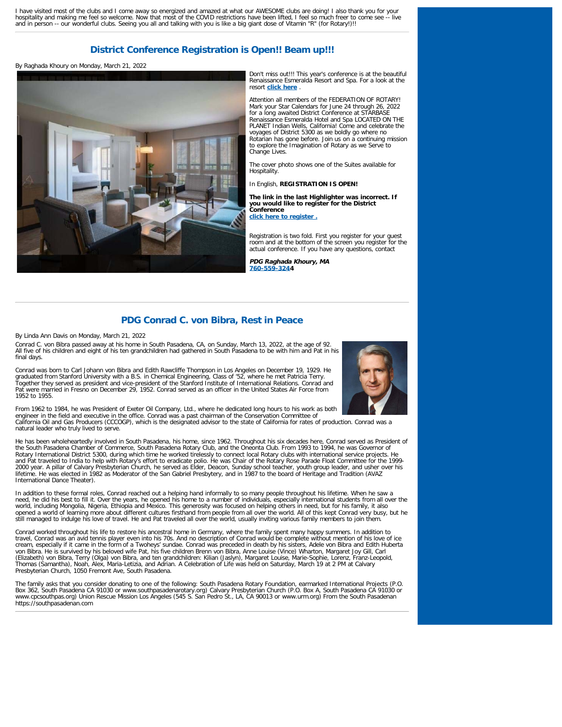I have visited most of the clubs and I come away so energized and amazed at what our AWESOME clubs are doing! I also thank you for your hospitality and making me feel so welcome. Now that most of the COVID restrictions have been lifted, I feel so much freer to come see -- live and in person -- our wonderful clubs. Seeing you all and talking with you is like a big giant dose of Vitamin "R" (for Rotary!)!!

---

## District Conference Registration is Open!! Beam up!!!

By Raghada Khoury on Monday, March 21, 2022

Don't miss out!!! This year's conference is at the beautiful Renaissance Esmeralda Resort and Spa. For a look at the resort **click here** .

Attention all members of the FEDERATION OF ROTARY! Mark your Star Calendars for June 24 through 26, 2022 for a long awaited District Conference at STARBASE Renaissance Esmeralda Hotel and Spa LOCATED ON THE PLANET Indian Wells, California! Come and celebrate the voyages of District 5300 as we boldly go where no Rotarian has gone before. Join us on a continuing mission to explore the Imagination of Rotary as we Serve to Change Lives.

The cover photo shows one of the Suites available for Hospitality.

In English, **REGISTRATION IS OPEN!**

**The link in the last Highlighter was incorrect. If you would like to register for the District Conference**
**click here to register .**

Registration is two fold. First you register for your guest room and at the bottom of the screen you register for the actual conference. If you have any questions, contact

***PDG Raghada Khoury, MA***
**760-559-3244**

---

## PDG Conrad C. von Bibra, Rest in Peace

By Linda Ann Davis on Monday, March 21, 2022

Conrad C. von Bibra passed away at his home in South Pasadena, CA, on Sunday, March 13, 2022, at the age of 92. All five of his children and eight of his ten grandchildren had gathered in South Pasadena to be with him and Pat in his final days.

Conrad was born to Carl Johann von Bibra and Edith Rawcliffe Thompson in Los Angeles on December 19, 1929. He graduated from Stanford University with a B.S. in Chemical Engineering, Class of '52, where he met Patricia Terry. Together they served as president and vice-president of the Stanford Institute of International Relations. Conrad and Pat were married in Fresno on December 29, 1952. Conrad served as an officer in the United States Air Force from 1952 to 1955.

From 1962 to 1984, he was President of Exeter Oil Company, Ltd., where he dedicated long hours to his work as both engineer in the field and executive in the office. Conrad was a past chairman of the Conservation Committee of California Oil and Gas Producers (CCCOGP), which is the designated advisor to the state of California for rates of production. Conrad was a natural leader who truly lived to serve.

He has been wholeheartedly involved in South Pasadena, his home, since 1962. Throughout his six decades here, Conrad served as President of the South Pasadena Chamber of Commerce, South Pasadena Rotary Club, and the Oneonta Club. From 1993 to 1994, he was Governor of Rotary International District 5300, during which time he worked tirelessly to connect local Rotary clubs with international service projects. He and Pat traveled to India to help with Rotary's effort to eradicate polio. He was Chair of the Rotary Rose Parade Float Committee for the 1999-2000 year. A pillar of Calvary Presbyterian Church, he served as Elder, Deacon, Sunday school teacher, youth group leader, and usher over his lifetime. He was elected in 1982 as Moderator of the San Gabriel Presbytery, and in 1987 to the board of Heritage and Tradition (AVAZ International Dance Theater).

In addition to these formal roles, Conrad reached out a helping hand informally to so many people throughout his lifetime. When he saw a need, he did his best to fill it. Over the years, he opened his home to a number of individuals, especially international students from all over the world, including Mongolia, Nigeria, Ethiopia and Mexico. This generosity was focused on helping others in need, but for his family, it also opened a world of learning more about different cultures firsthand from people from all over the world. All of this kept Conrad very busy, but he still managed to indulge his love of travel. He and Pat traveled all over the world, usually inviting various family members to join them.

Conrad worked throughout his life to restore his ancestral home in Germany, where the family spent many happy summers. In addition to travel, Conrad was an avid tennis player even into his 70s. And no description of Conrad would be complete without mention of his love of ice cream, especially if it came in the form of a Twoheys' sundae. Conrad was preceded in death by his sisters, Adele von Bibra and Edith Huberta von Bibra. He is survived by his beloved wife Pat, his five children Brenn von Bibra, Anne Louise (Vince) Wharton, Margaret Joy Gill, Carl (Elizabeth) von Bibra, Terry (Olga) von Bibra, and ten grandchildren: Kilian (Jaslyn), Margaret Louise, Marie-Sophie, Lorenz, Franz-Leopold, Thomas (Samantha), Noah, Alex, Maria-Letizia, and Adrian. A Celebration of Life was held on Saturday, March 19 at 2 PM at Calvary Presbyterian Church, 1050 Fremont Ave, South Pasadena.

The family asks that you consider donating to one of the following: South Pasadena Rotary Foundation, earmarked International Projects (P.O. Box 362, South Pasadena CA 91030 or www.southpasadenarotary.org) Calvary Presbyterian Church (P.O. Box A, South Pasadena CA 91030 or www.cpcsouthpas.org) Union Rescue Mission Los Angeles (545 S. San Pedro St., LA, CA 90013 or www.urm.org) From the South Pasadenan https://southpasadenan.com